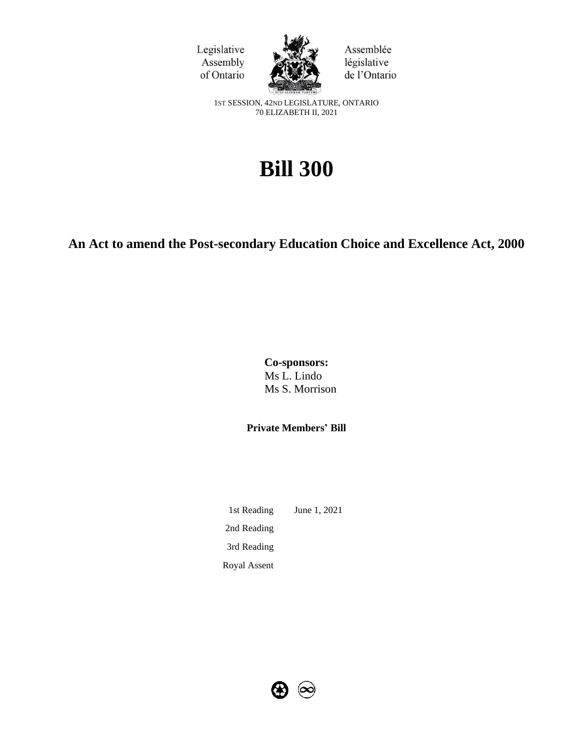Legislative Assembly of Ontario

Assemblée législative de l'Ontario

1ST SESSION, 42ND LEGISLATURE, ONTARIO
70 ELIZABETH II, 2021

# Bill 300

## An Act to amend the Post-secondary Education Choice and Excellence Act, 2000

**Co-sponsors:**
Ms L. Lindo
Ms S. Morrison

**Private Members' Bill**

| | |
|---|---|
| 1st Reading | June 1, 2021 |
| 2nd Reading | |
| 3rd Reading | |
| Royal Assent | |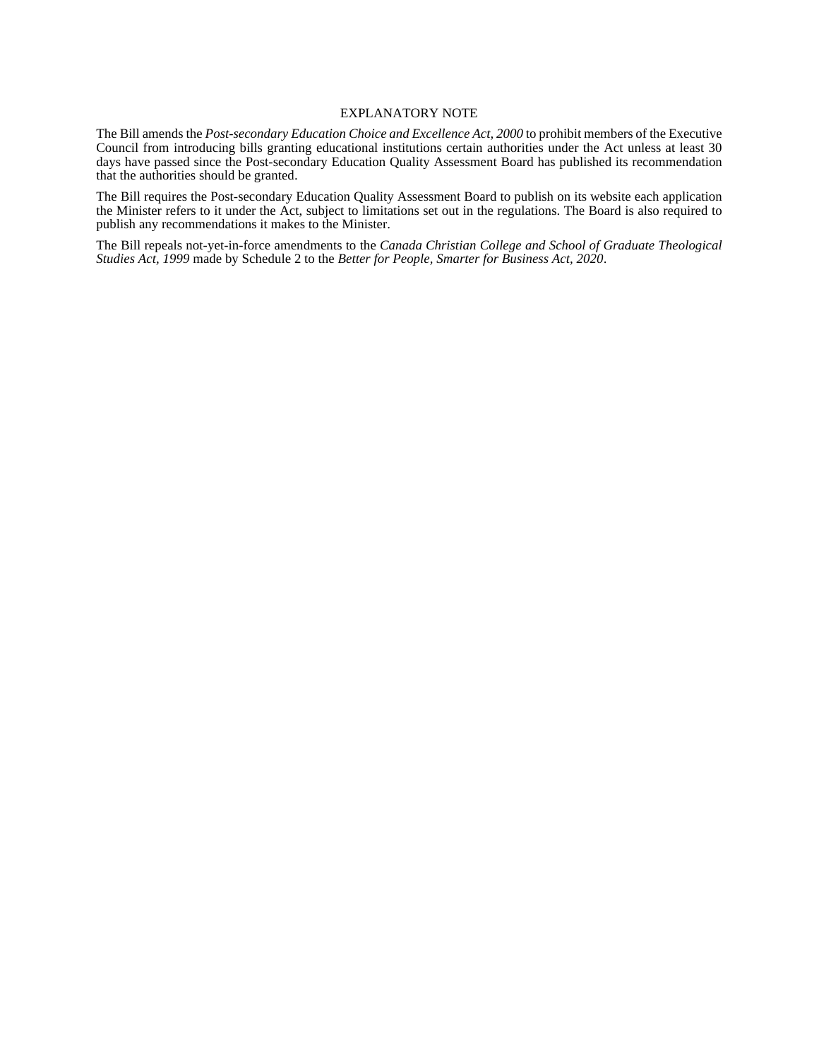# EXPLANATORY NOTE

The Bill amends the *Post-secondary Education Choice and Excellence Act, 2000* to prohibit members of the Executive Council from introducing bills granting educational institutions certain authorities under the Act unless at least 30 days have passed since the Post-secondary Education Quality Assessment Board has published its recommendation that the authorities should be granted.

The Bill requires the Post-secondary Education Quality Assessment Board to publish on its website each application the Minister refers to it under the Act, subject to limitations set out in the regulations. The Board is also required to publish any recommendations it makes to the Minister.

The Bill repeals not-yet-in-force amendments to the *Canada Christian College and School of Graduate Theological Studies Act, 1999* made by Schedule 2 to the *Better for People, Smarter for Business Act, 2020*.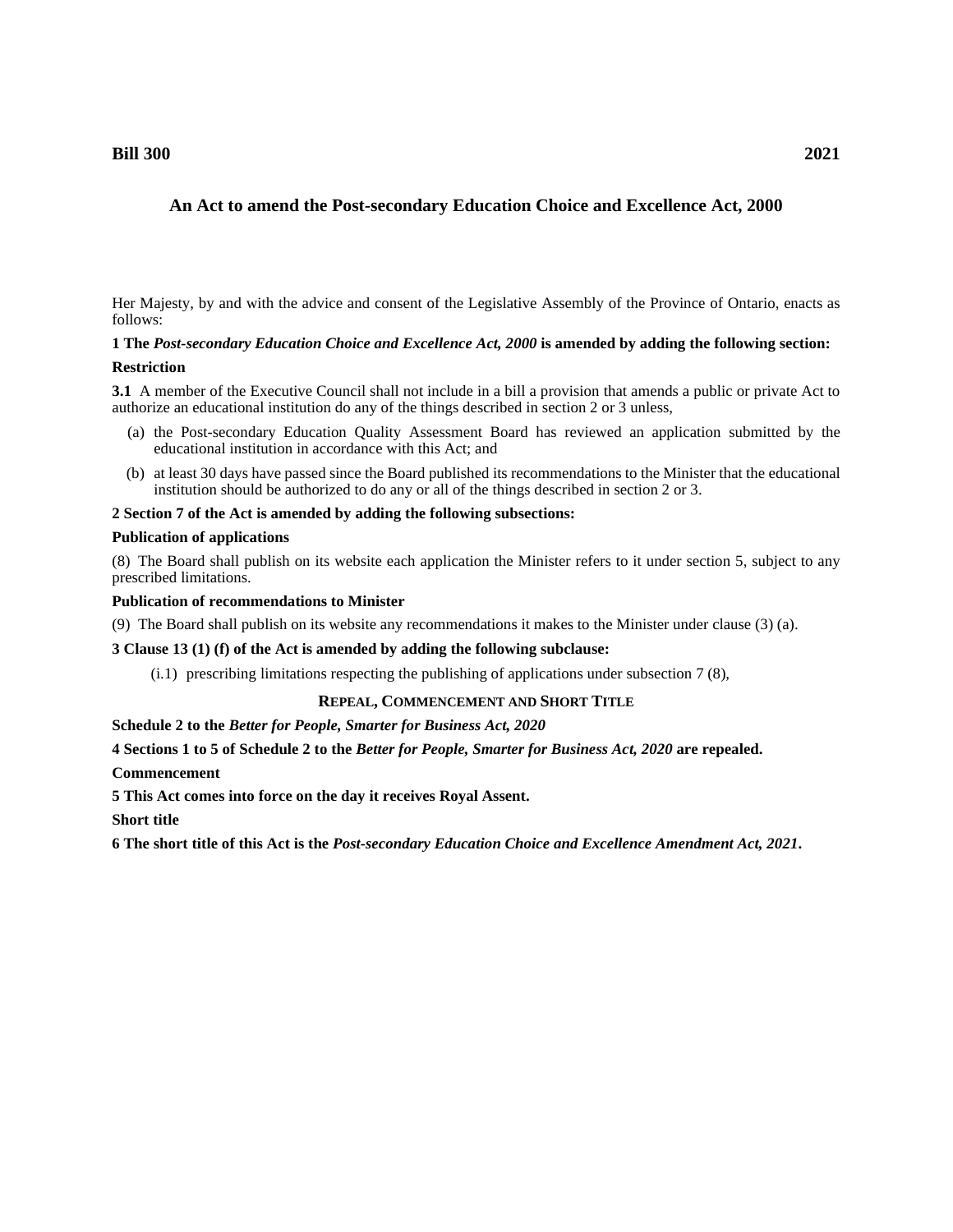**Bill 300** **2021**

## An Act to amend the Post-secondary Education Choice and Excellence Act, 2000

Her Majesty, by and with the advice and consent of the Legislative Assembly of the Province of Ontario, enacts as follows:

**1 The *Post-secondary Education Choice and Excellence Act, 2000* is amended by adding the following section:**

**Restriction**

**3.1** A member of the Executive Council shall not include in a bill a provision that amends a public or private Act to authorize an educational institution do any of the things described in section 2 or 3 unless,

(a) the Post-secondary Education Quality Assessment Board has reviewed an application submitted by the educational institution in accordance with this Act; and

(b) at least 30 days have passed since the Board published its recommendations to the Minister that the educational institution should be authorized to do any or all of the things described in section 2 or 3.

**2 Section 7 of the Act is amended by adding the following subsections:**

**Publication of applications**

(8) The Board shall publish on its website each application the Minister refers to it under section 5, subject to any prescribed limitations.

**Publication of recommendations to Minister**

(9) The Board shall publish on its website any recommendations it makes to the Minister under clause (3) (a).

**3 Clause 13 (1) (f) of the Act is amended by adding the following subclause:**

(i.1) prescribing limitations respecting the publishing of applications under subsection 7 (8),

### REPEAL, COMMENCEMENT AND SHORT TITLE

**Schedule 2 to the *Better for People, Smarter for Business Act, 2020***

**4 Sections 1 to 5 of Schedule 2 to the *Better for People, Smarter for Business Act, 2020* are repealed.**

**Commencement**

**5 This Act comes into force on the day it receives Royal Assent.**

**Short title**

**6 The short title of this Act is the *Post-secondary Education Choice and Excellence Amendment Act, 2021*.**